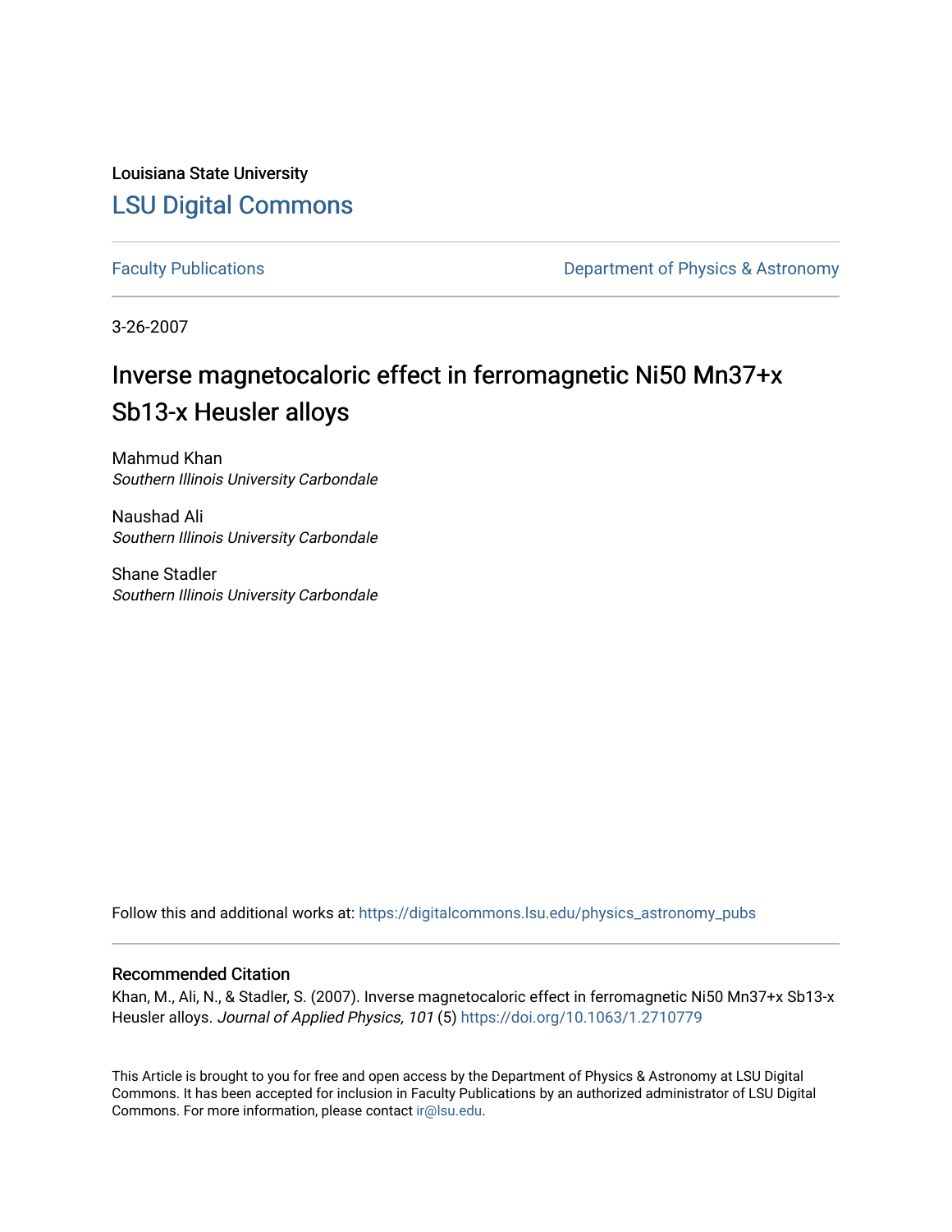Louisiana State University

## LSU Digital Commons

Faculty Publications | Department of Physics & Astronomy

3-26-2007

# Inverse magnetocaloric effect in ferromagnetic Ni50 Mn37+x Sb13-x Heusler alloys

Mahmud Khan
*Southern Illinois University Carbondale*

Naushad Ali
*Southern Illinois University Carbondale*

Shane Stadler
*Southern Illinois University Carbondale*

Follow this and additional works at: https://digitalcommons.lsu.edu/physics_astronomy_pubs

### Recommended Citation

Khan, M., Ali, N., & Stadler, S. (2007). Inverse magnetocaloric effect in ferromagnetic Ni50 Mn37+x Sb13-x Heusler alloys. *Journal of Applied Physics, 101* (5) https://doi.org/10.1063/1.2710779

This Article is brought to you for free and open access by the Department of Physics & Astronomy at LSU Digital Commons. It has been accepted for inclusion in Faculty Publications by an authorized administrator of LSU Digital Commons. For more information, please contact ir@lsu.edu.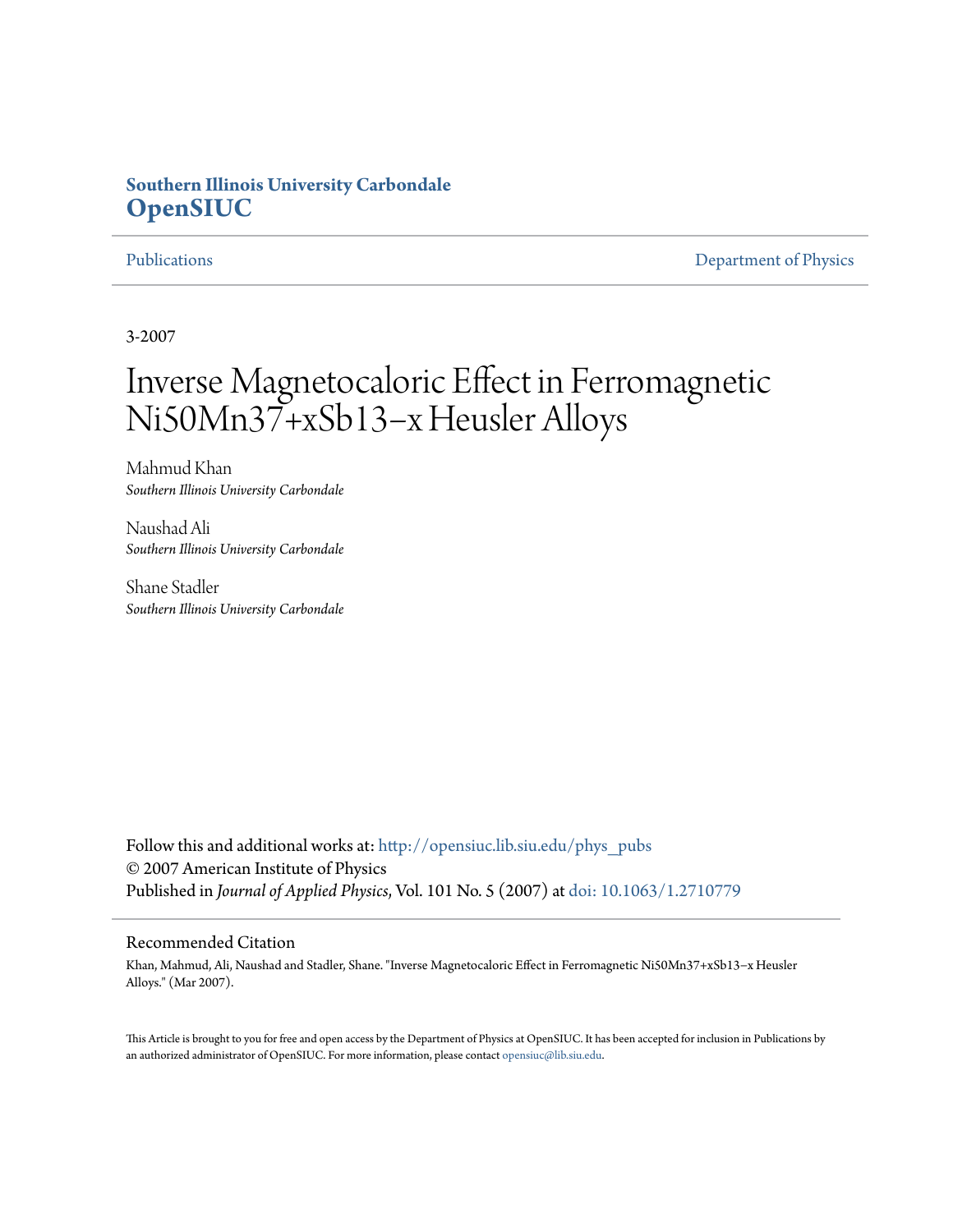Southern Illinois University Carbondale
**OpenSIUC**

Publications | Department of Physics

3-2007

# Inverse Magnetocaloric Effect in Ferromagnetic Ni50Mn37+xSb13−x Heusler Alloys

Mahmud Khan
*Southern Illinois University Carbondale*

Naushad Ali
*Southern Illinois University Carbondale*

Shane Stadler
*Southern Illinois University Carbondale*

Follow this and additional works at: http://opensiuc.lib.siu.edu/phys_pubs
© 2007 American Institute of Physics
Published in *Journal of Applied Physics*, Vol. 101 No. 5 (2007) at doi: 10.1063/1.2710779

## Recommended Citation

Khan, Mahmud, Ali, Naushad and Stadler, Shane. "Inverse Magnetocaloric Effect in Ferromagnetic Ni50Mn37+xSb13−x Heusler Alloys." (Mar 2007).

This Article is brought to you for free and open access by the Department of Physics at OpenSIUC. It has been accepted for inclusion in Publications by an authorized administrator of OpenSIUC. For more information, please contact opensiuc@lib.siu.edu.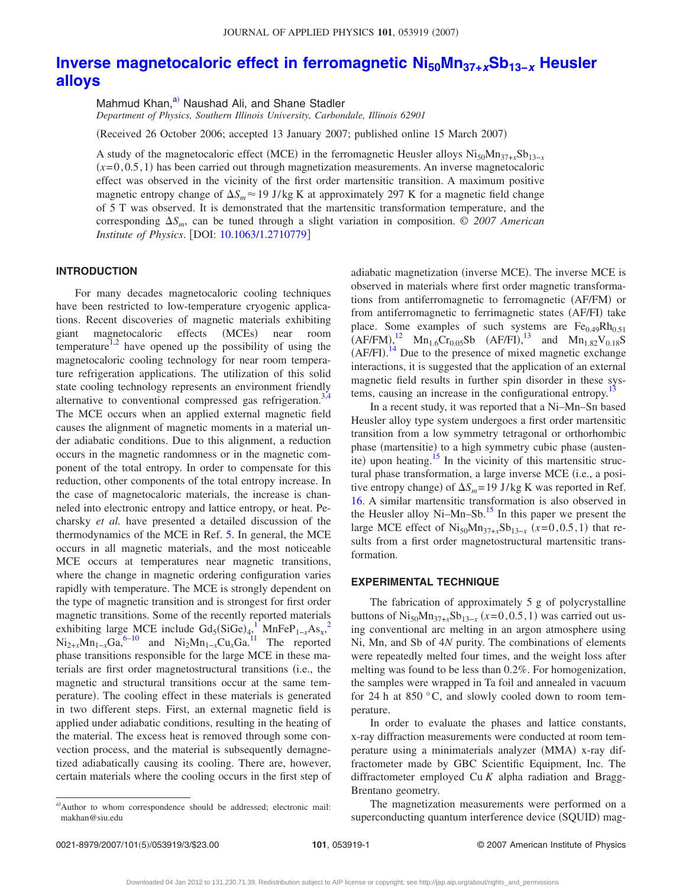# Inverse magnetocaloric effect in ferromagnetic $Ni_{50}Mn_{37+x}Sb_{13-x}$ Heusler alloys

Mahmud Khan,[a] Naushad Ali, and Shane Stadler

*Department of Physics, Southern Illinois University, Carbondale, Illinois 62901*

(Received 26 October 2006; accepted 13 January 2007; published online 15 March 2007)

A study of the magnetocaloric effect (MCE) in the ferromagnetic Heusler alloys $Ni_{50}Mn_{37+x}Sb_{13-x}$ ($x=0,0.5,1$) has been carried out through magnetization measurements. An inverse magnetocaloric effect was observed in the vicinity of the first order martensitic transition. A maximum positive magnetic entropy change of $\Delta S_m \approx 19$ J/kg K at approximately 297 K for a magnetic field change of 5 T was observed. It is demonstrated that the martensitic transformation temperature, and the corresponding $\Delta S_m$, can be tuned through a slight variation in composition. © *2007 American Institute of Physics*. [DOI: 10.1063/1.2710779]

## INTRODUCTION

For many decades magnetocaloric cooling techniques have been restricted to low-temperature cryogenic applications. Recent discoveries of magnetic materials exhibiting giant magnetocaloric effects (MCEs) near room temperature[1,2] have opened up the possibility of using the magnetocaloric cooling technology for near room temperature refrigeration applications. The utilization of this solid state cooling technology represents an environment friendly alternative to conventional compressed gas refrigeration.[3,4] The MCE occurs when an applied external magnetic field causes the alignment of magnetic moments in a material under adiabatic conditions. Due to this alignment, a reduction occurs in the magnetic randomness or in the magnetic component of the total entropy. In order to compensate for this reduction, other components of the total entropy increase. In the case of magnetocaloric materials, the increase is channeled into electronic entropy and lattice entropy, or heat. Pecharsky *et al.* have presented a detailed discussion of the thermodynamics of the MCE in Ref. 5. In general, the MCE occurs in all magnetic materials, and the most noticeable MCE occurs at temperatures near magnetic transitions, where the change in magnetic ordering configuration varies rapidly with temperature. The MCE is strongly dependent on the type of magnetic transition and is strongest for first order magnetic transitions. Some of the recently reported materials exhibiting large MCE include $Gd_5(SiGe)_4$,[1] $MnFeP_{1-x}As_x$,[2] $Ni_{2+x}Mn_{1-x}Ga$,[6–10] and $Ni_2Mn_{1-x}Cu_xGa$.[11] The reported phase transitions responsible for the large MCE in these materials are first order magnetostructural transitions (i.e., the magnetic and structural transitions occur at the same temperature). The cooling effect in these materials is generated in two different steps. First, an external magnetic field is applied under adiabatic conditions, resulting in the heating of the material. The excess heat is removed through some convection process, and the material is subsequently demagnetized adiabatically causing its cooling. There are, however, certain materials where the cooling occurs in the first step of adiabatic magnetization (inverse MCE). The inverse MCE is observed in materials where first order magnetic transformations from antiferromagnetic to ferromagnetic (AF/FM) or from antiferromagnetic to ferrimagnetic states (AF/FI) take place. Some examples of such systems are $Fe_{0.49}Rh_{0.51}$ (AF/FM),[12] $Mn_{1.6}Cr_{0.05}Sb$ (AF/FI),[13] and $Mn_{1.82}V_{0.18}S$ (AF/FI).[14] Due to the presence of mixed magnetic exchange interactions, it is suggested that the application of an external magnetic field results in further spin disorder in these systems, causing an increase in the configurational entropy.[13]

In a recent study, it was reported that a Ni–Mn–Sn based Heusler alloy type system undergoes a first order martensitic transition from a low symmetry tetragonal or orthorhombic phase (martensitie) to a high symmetry cubic phase (austenite) upon heating.[15] In the vicinity of this martensitic structural phase transformation, a large inverse MCE (i.e., a positive entropy change) of $\Delta S_m = 19$ J/kg K was reported in Ref. 16. A similar martensitic transformation is also observed in the Heusler alloy Ni–Mn–Sb.[15] In this paper we present the large MCE effect of $Ni_{50}Mn_{37+x}Sb_{13-x}$ ($x=0,0.5,1$) that results from a first order magnetostructural martensitic transformation.

## EXPERIMENTAL TECHNIQUE

The fabrication of approximately 5 g of polycrystalline buttons of $Ni_{50}Mn_{37+x}Sb_{13-x}$ ($x=0,0.5,1$) was carried out using conventional arc melting in an argon atmosphere using Ni, Mn, and Sb of 4*N* purity. The combinations of elements were repeatedly melted four times, and the weight loss after melting was found to be less than 0.2%. For homogenization, the samples were wrapped in Ta foil and annealed in vacuum for 24 h at 850 °C, and slowly cooled down to room temperature.

In order to evaluate the phases and lattice constants, x-ray diffraction measurements were conducted at room temperature using a minimaterials analyzer (MMA) x-ray diffractometer made by GBC Scientific Equipment, Inc. The diffractometer employed Cu *K* alpha radiation and Bragg-Brentano geometry.

The magnetization measurements were performed on a superconducting quantum interference device (SQUID) mag-

[a] Author to whom correspondence should be addressed; electronic mail: makhan@siu.edu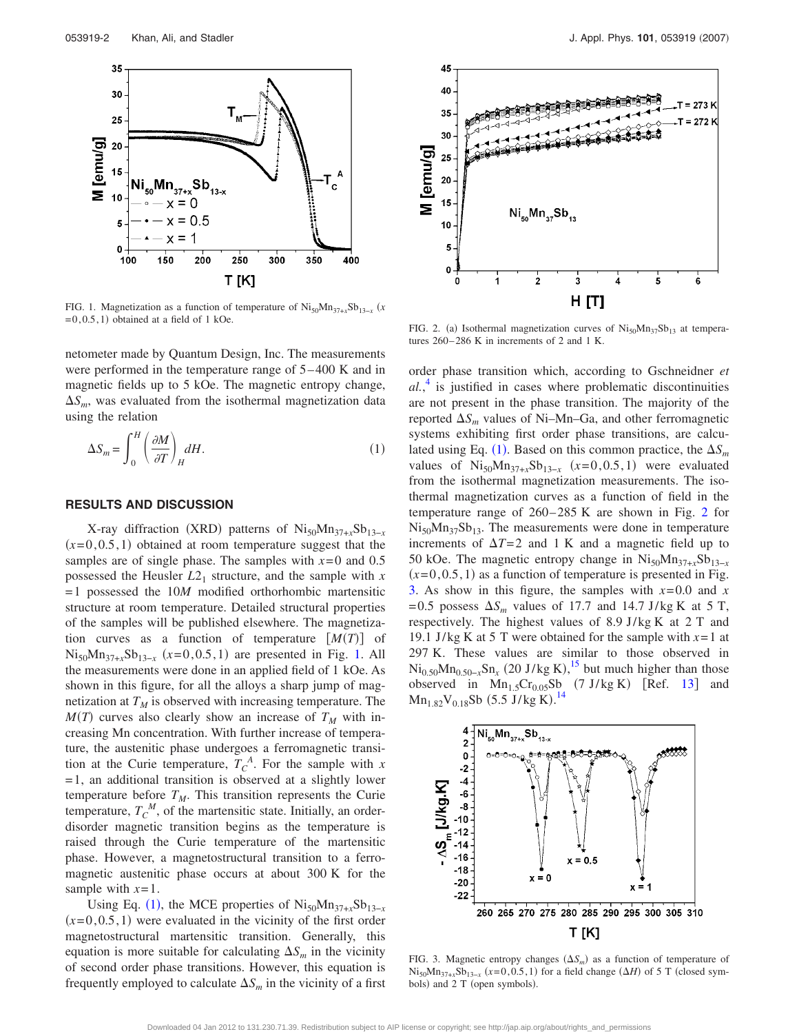FIG. 1. Magnetization as a function of temperature of $Ni_{50}Mn_{37+x}Sb_{13-x}$ ($x=0,0.5,1$) obtained at a field of 1 kOe.

FIG. 2. (a) Isothermal magnetization curves of $Ni_{50}Mn_{37}Sb_{13}$ at temperatures 260–286 K in increments of 2 and 1 K.

netometer made by Quantum Design, Inc. The measurements were performed in the temperature range of 5–400 K and in magnetic fields up to 5 kOe. The magnetic entropy change, $\Delta S_m$, was evaluated from the isothermal magnetization data using the relation

$$\Delta S_m = \int_0^H \left(\frac{\partial M}{\partial T}\right)_H dH. \tag{1}$$

## RESULTS AND DISCUSSION

X-ray diffraction (XRD) patterns of $Ni_{50}Mn_{37+x}Sb_{13-x}$ ($x=0,0.5,1$) obtained at room temperature suggest that the samples are of single phase. The samples with $x=0$ and 0.5 possessed the Heusler $L2_1$ structure, and the sample with $x=1$ possessed the 10*M* modified orthorhombic martensitic structure at room temperature. Detailed structural properties of the samples will be published elsewhere. The magnetization curves as a function of temperature [$M(T)$] of $Ni_{50}Mn_{37+x}Sb_{13-x}$ ($x=0,0.5,1$) are presented in Fig. 1. All the measurements were done in an applied field of 1 kOe. As shown in this figure, for all the alloys a sharp jump of magnetization at $T_M$ is observed with increasing temperature. The $M(T)$ curves also clearly show an increase of $T_M$ with increasing Mn concentration. With further increase of temperature, the austenitic phase undergoes a ferromagnetic transition at the Curie temperature, $T_C^A$. For the sample with $x=1$, an additional transition is observed at a slightly lower temperature before $T_M$. This transition represents the Curie temperature, $T_C^M$, of the martensitic state. Initially, an order-disorder magnetic transition begins as the temperature is raised through the Curie temperature of the martensitic phase. However, a magnetostructural transition to a ferromagnetic austenitic phase occurs at about 300 K for the sample with $x=1$.

Using Eq. (1), the MCE properties of $Ni_{50}Mn_{37+x}Sb_{13-x}$ ($x=0,0.5,1$) were evaluated in the vicinity of the first order magnetostructural martensitic transition. Generally, this equation is more suitable for calculating $\Delta S_m$ in the vicinity of second order phase transitions. However, this equation is frequently employed to calculate $\Delta S_m$ in the vicinity of a first order phase transition which, according to Gschneidner *et al.*,[4] is justified in cases where problematic discontinuities are not present in the phase transition. The majority of the reported $\Delta S_m$ values of Ni–Mn–Ga, and other ferromagnetic systems exhibiting first order phase transitions, are calculated using Eq. (1). Based on this common practice, the $\Delta S_m$ values of $Ni_{50}Mn_{37+x}Sb_{13-x}$ ($x=0,0.5,1$) were evaluated from the isothermal magnetization measurements. The isothermal magnetization curves as a function of field in the temperature range of 260–285 K are shown in Fig. 2 for $Ni_{50}Mn_{37}Sb_{13}$. The measurements were done in temperature increments of $\Delta T=2$ and 1 K and a magnetic field up to 50 kOe. The magnetic entropy change in $Ni_{50}Mn_{37+x}Sb_{13-x}$ ($x=0,0.5,1$) as a function of temperature is presented in Fig. 3. As show in this figure, the samples with $x=0.0$ and $x=0.5$ possess $\Delta S_m$ values of 17.7 and 14.7 J/kg K at 5 T, respectively. The highest values of 8.9 J/kg K at 2 T and 19.1 J/kg K at 5 T were obtained for the sample with $x=1$ at 297 K. These values are similar to those observed in $Ni_{0.50}Mn_{0.50-x}Sn_x$ (20 J/kg K),[15] but much higher than those observed in $Mn_{1.5}Cr_{0.05}Sb$ (7 J/kg K) [Ref. 13] and $Mn_{1.82}V_{0.18}Sb$ (5.5 J/kg K).[14]

FIG. 3. Magnetic entropy changes ($\Delta S_m$) as a function of temperature of $Ni_{50}Mn_{37+x}Sb_{13-x}$ ($x=0,0.5,1$) for a field change ($\Delta H$) of 5 T (closed symbols) and 2 T (open symbols).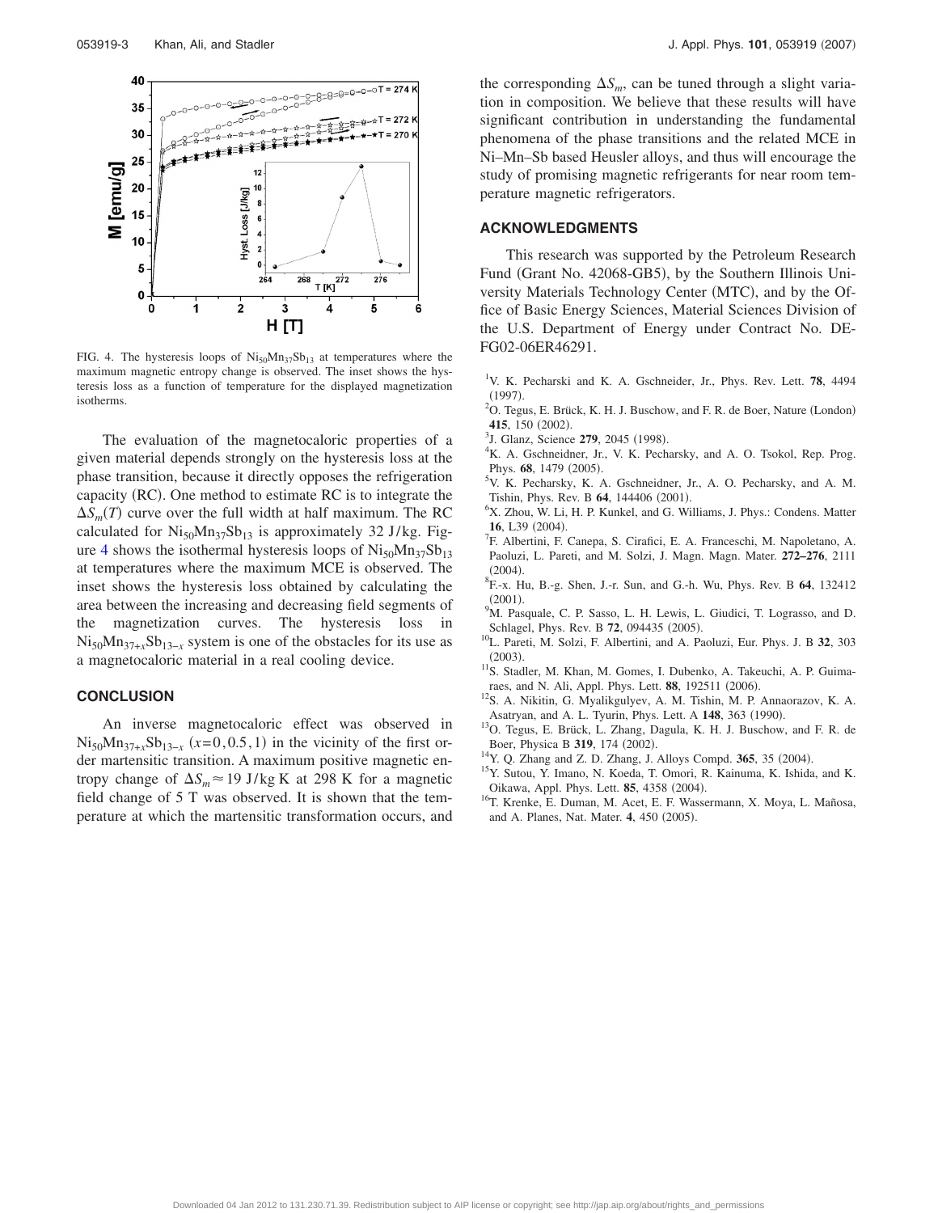M [emu/g]

H [T]

T = 274 K

T = 272 K

T = 270 K

Hyst. Loss [J/kg]

T [K]

FIG. 4. The hysteresis loops of $Ni_{50}Mn_{37}Sb_{13}$ at temperatures where the maximum magnetic entropy change is observed. The inset shows the hysteresis loss as a function of temperature for the displayed magnetization isotherms.

The evaluation of the magnetocaloric properties of a given material depends strongly on the hysteresis loss at the phase transition, because it directly opposes the refrigeration capacity (RC). One method to estimate RC is to integrate the $\Delta S_m(T)$ curve over the full width at half maximum. The RC calculated for $Ni_{50}Mn_{37}Sb_{13}$ is approximately 32 J/kg. Figure 4 shows the isothermal hysteresis loops of $Ni_{50}Mn_{37}Sb_{13}$ at temperatures where the maximum MCE is observed. The inset shows the hysteresis loss obtained by calculating the area between the increasing and decreasing field segments of the magnetization curves. The hysteresis loss in $Ni_{50}Mn_{37+x}Sb_{13-x}$ system is one of the obstacles for its use as a magnetocaloric material in a real cooling device.

## CONCLUSION

An inverse magnetocaloric effect was observed in $Ni_{50}Mn_{37+x}Sb_{13-x}$ $(x=0,0.5,1)$ in the vicinity of the first order martensitic transition. A maximum positive magnetic entropy change of $\Delta S_m \approx 19$ J/kg K at 298 K for a magnetic field change of 5 T was observed. It is shown that the temperature at which the martensitic transformation occurs, and the corresponding $\Delta S_m$, can be tuned through a slight variation in composition. We believe that these results will have significant contribution in understanding the fundamental phenomena of the phase transitions and the related MCE in Ni–Mn–Sb based Heusler alloys, and thus will encourage the study of promising magnetic refrigerants for near room temperature magnetic refrigerators.

## ACKNOWLEDGMENTS

This research was supported by the Petroleum Research Fund (Grant No. 42068-GB5), by the Southern Illinois University Materials Technology Center (MTC), and by the Office of Basic Energy Sciences, Material Sciences Division of the U.S. Department of Energy under Contract No. DE-FG02-06ER46291.

[1] V. K. Pecharski and K. A. Gschneider, Jr., Phys. Rev. Lett. **78**, 4494 (1997).

[2] O. Tegus, E. Brück, K. H. J. Buschow, and F. R. de Boer, Nature (London) **415**, 150 (2002).

[3] J. Glanz, Science **279**, 2045 (1998).

[4] K. A. Gschneidner, Jr., V. K. Pecharsky, and A. O. Tsokol, Rep. Prog. Phys. **68**, 1479 (2005).

[5] V. K. Pecharsky, K. A. Gschneidner, Jr., A. O. Pecharsky, and A. M. Tishin, Phys. Rev. B **64**, 144406 (2001).

[6] X. Zhou, W. Li, H. P. Kunkel, and G. Williams, J. Phys.: Condens. Matter **16**, L39 (2004).

[7] F. Albertini, F. Canepa, S. Cirafici, E. A. Franceschi, M. Napoletano, A. Paoluzi, L. Pareti, and M. Solzi, J. Magn. Magn. Mater. **272–276**, 2111 (2004).

[8] F.-x. Hu, B.-g. Shen, J.-r. Sun, and G.-h. Wu, Phys. Rev. B **64**, 132412 (2001).

[9] M. Pasquale, C. P. Sasso, L. H. Lewis, L. Giudici, T. Lograsso, and D. Schlagel, Phys. Rev. B **72**, 094435 (2005).

[10] L. Pareti, M. Solzi, F. Albertini, and A. Paoluzi, Eur. Phys. J. B **32**, 303 (2003).

[11] S. Stadler, M. Khan, M. Gomes, I. Dubenko, A. Takeuchi, A. P. Guimaraes, and N. Ali, Appl. Phys. Lett. **88**, 192511 (2006).

[12] S. A. Nikitin, G. Myalikgulyev, A. M. Tishin, M. P. Annaorazov, K. A. Asatryan, and A. L. Tyurin, Phys. Lett. A **148**, 363 (1990).

[13] O. Tegus, E. Brück, L. Zhang, Dagula, K. H. J. Buschow, and F. R. de Boer, Physica B **319**, 174 (2002).

[14] Y. Q. Zhang and Z. D. Zhang, J. Alloys Compd. **365**, 35 (2004).

[15] Y. Sutou, Y. Imano, N. Koeda, T. Omori, R. Kainuma, K. Ishida, and K. Oikawa, Appl. Phys. Lett. **85**, 4358 (2004).

[16] T. Krenke, E. Duman, M. Acet, E. F. Wassermann, X. Moya, L. Mañosa, and A. Planes, Nat. Mater. **4**, 450 (2005).